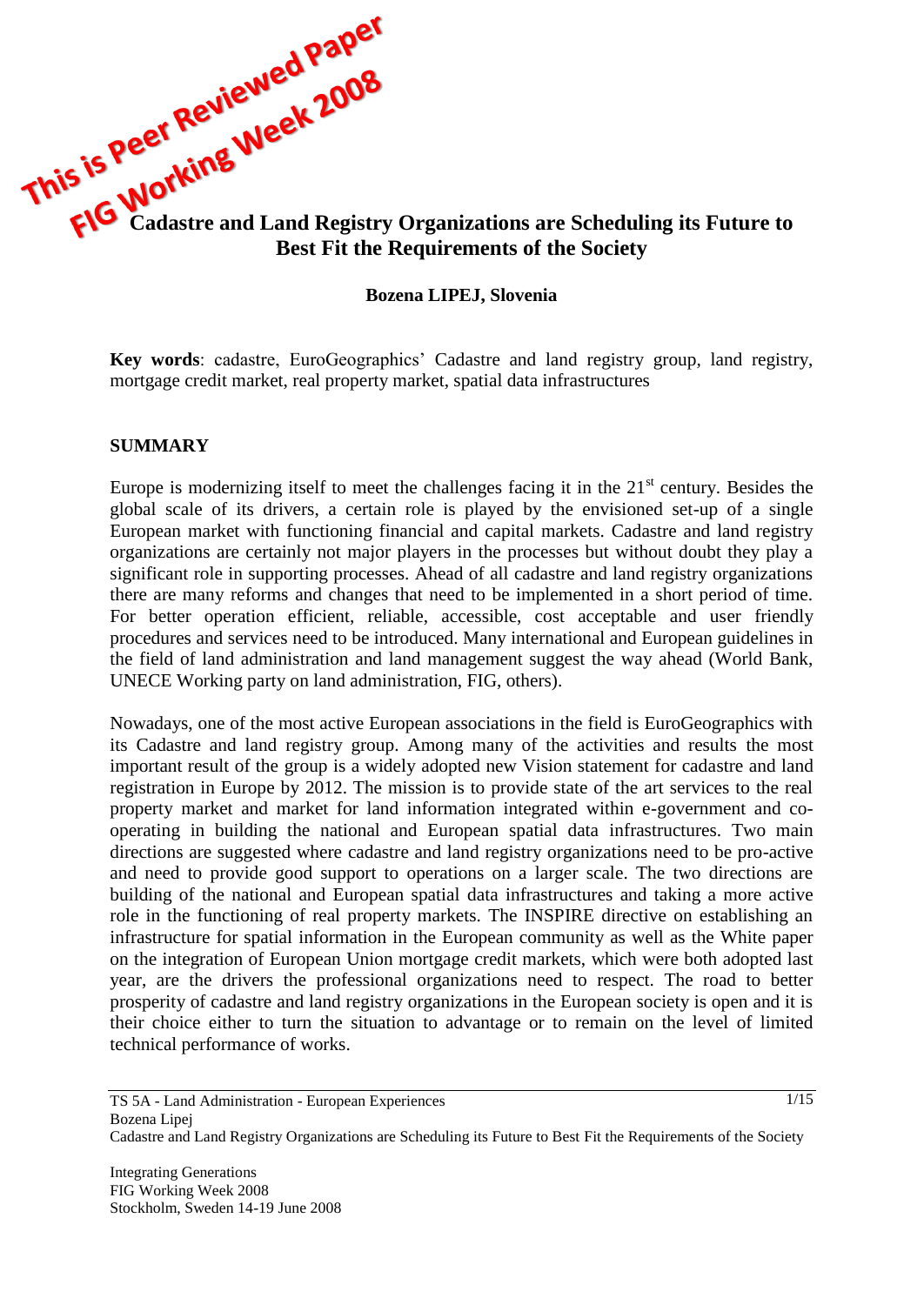This is Peer Reviewed Paper
FIG Working Week 2008

# Cadastre and Land Registry Organizations are Scheduling its Future to Best Fit the Requirements of the Society

**Bozena LIPEJ, Slovenia**

**Key words**: cadastre, EuroGeographics' Cadastre and land registry group, land registry, mortgage credit market, real property market, spatial data infrastructures

## SUMMARY

Europe is modernizing itself to meet the challenges facing it in the 21st century. Besides the global scale of its drivers, a certain role is played by the envisioned set-up of a single European market with functioning financial and capital markets. Cadastre and land registry organizations are certainly not major players in the processes but without doubt they play a significant role in supporting processes. Ahead of all cadastre and land registry organizations there are many reforms and changes that need to be implemented in a short period of time. For better operation efficient, reliable, accessible, cost acceptable and user friendly procedures and services need to be introduced. Many international and European guidelines in the field of land administration and land management suggest the way ahead (World Bank, UNECE Working party on land administration, FIG, others).

Nowadays, one of the most active European associations in the field is EuroGeographics with its Cadastre and land registry group. Among many of the activities and results the most important result of the group is a widely adopted new Vision statement for cadastre and land registration in Europe by 2012. The mission is to provide state of the art services to the real property market and market for land information integrated within e-government and co-operating in building the national and European spatial data infrastructures. Two main directions are suggested where cadastre and land registry organizations need to be pro-active and need to provide good support to operations on a larger scale. The two directions are building of the national and European spatial data infrastructures and taking a more active role in the functioning of real property markets. The INSPIRE directive on establishing an infrastructure for spatial information in the European community as well as the White paper on the integration of European Union mortgage credit markets, which were both adopted last year, are the drivers the professional organizations need to respect. The road to better prosperity of cadastre and land registry organizations in the European society is open and it is their choice either to turn the situation to advantage or to remain on the level of limited technical performance of works.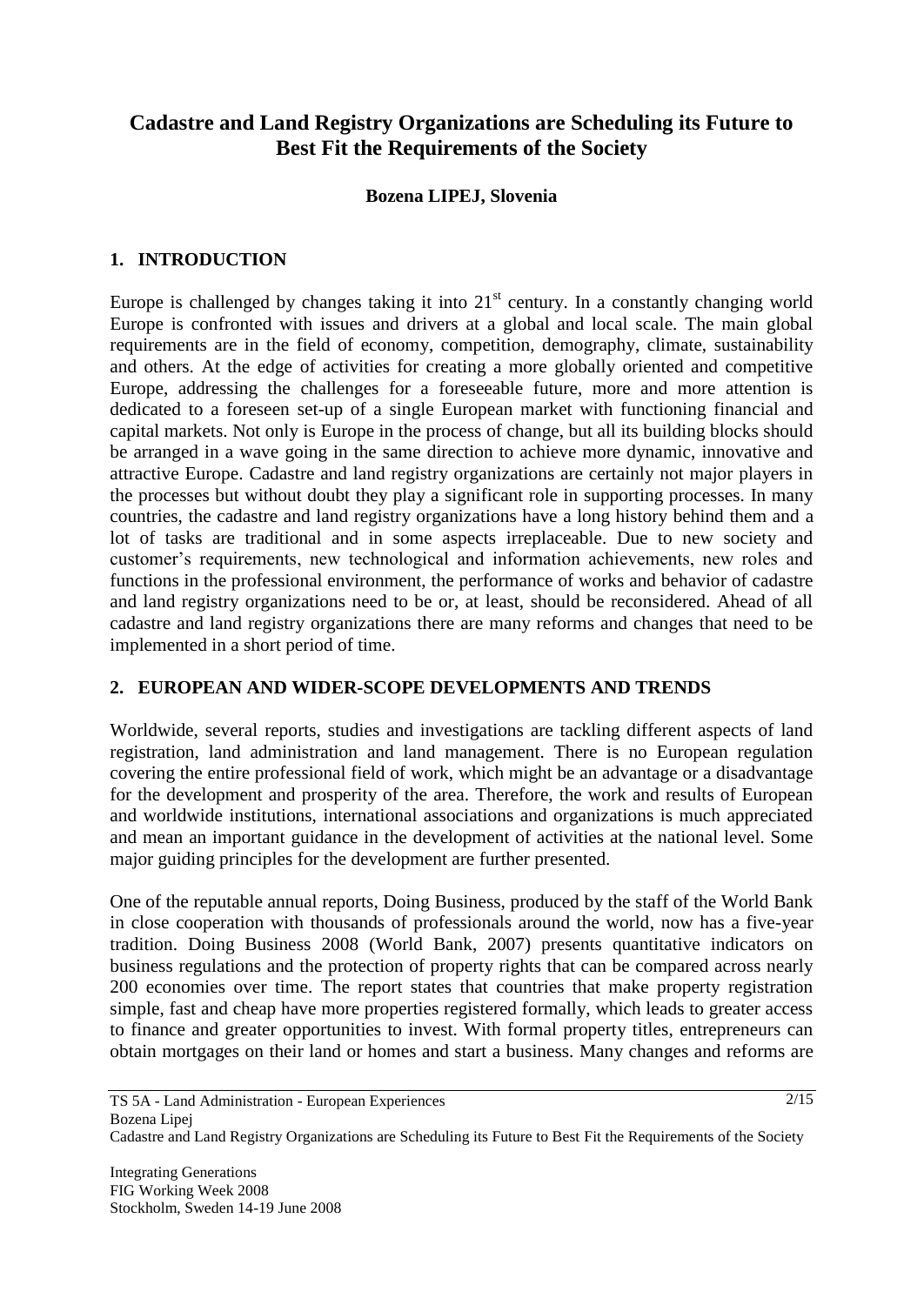# Cadastre and Land Registry Organizations are Scheduling its Future to Best Fit the Requirements of the Society

**Bozena LIPEJ, Slovenia**

## 1. INTRODUCTION

Europe is challenged by changes taking it into $21^{st}$ century. In a constantly changing world Europe is confronted with issues and drivers at a global and local scale. The main global requirements are in the field of economy, competition, demography, climate, sustainability and others. At the edge of activities for creating a more globally oriented and competitive Europe, addressing the challenges for a foreseeable future, more and more attention is dedicated to a foreseen set-up of a single European market with functioning financial and capital markets. Not only is Europe in the process of change, but all its building blocks should be arranged in a wave going in the same direction to achieve more dynamic, innovative and attractive Europe. Cadastre and land registry organizations are certainly not major players in the processes but without doubt they play a significant role in supporting processes. In many countries, the cadastre and land registry organizations have a long history behind them and a lot of tasks are traditional and in some aspects irreplaceable. Due to new society and customer's requirements, new technological and information achievements, new roles and functions in the professional environment, the performance of works and behavior of cadastre and land registry organizations need to be or, at least, should be reconsidered. Ahead of all cadastre and land registry organizations there are many reforms and changes that need to be implemented in a short period of time.

## 2. EUROPEAN AND WIDER-SCOPE DEVELOPMENTS AND TRENDS

Worldwide, several reports, studies and investigations are tackling different aspects of land registration, land administration and land management. There is no European regulation covering the entire professional field of work, which might be an advantage or a disadvantage for the development and prosperity of the area. Therefore, the work and results of European and worldwide institutions, international associations and organizations is much appreciated and mean an important guidance in the development of activities at the national level. Some major guiding principles for the development are further presented.

One of the reputable annual reports, Doing Business, produced by the staff of the World Bank in close cooperation with thousands of professionals around the world, now has a five-year tradition. Doing Business 2008 (World Bank, 2007) presents quantitative indicators on business regulations and the protection of property rights that can be compared across nearly 200 economies over time. The report states that countries that make property registration simple, fast and cheap have more properties registered formally, which leads to greater access to finance and greater opportunities to invest. With formal property titles, entrepreneurs can obtain mortgages on their land or homes and start a business. Many changes and reforms are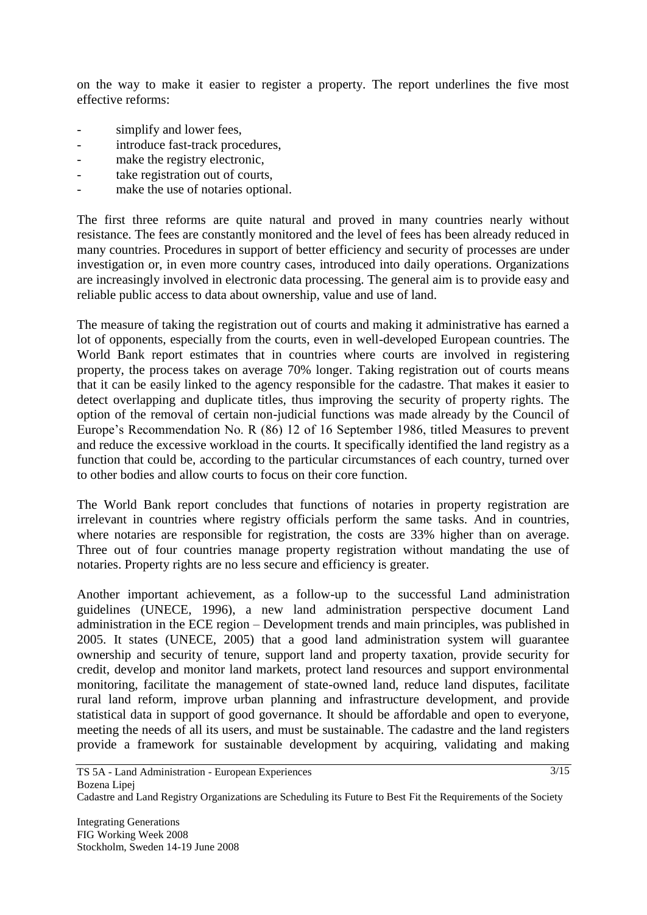on the way to make it easier to register a property. The report underlines the five most effective reforms:

- simplify and lower fees,
- introduce fast-track procedures,
- make the registry electronic,
- take registration out of courts,
- make the use of notaries optional.

The first three reforms are quite natural and proved in many countries nearly without resistance. The fees are constantly monitored and the level of fees has been already reduced in many countries. Procedures in support of better efficiency and security of processes are under investigation or, in even more country cases, introduced into daily operations. Organizations are increasingly involved in electronic data processing. The general aim is to provide easy and reliable public access to data about ownership, value and use of land.

The measure of taking the registration out of courts and making it administrative has earned a lot of opponents, especially from the courts, even in well-developed European countries. The World Bank report estimates that in countries where courts are involved in registering property, the process takes on average 70% longer. Taking registration out of courts means that it can be easily linked to the agency responsible for the cadastre. That makes it easier to detect overlapping and duplicate titles, thus improving the security of property rights. The option of the removal of certain non-judicial functions was made already by the Council of Europe's Recommendation No. R (86) 12 of 16 September 1986, titled Measures to prevent and reduce the excessive workload in the courts. It specifically identified the land registry as a function that could be, according to the particular circumstances of each country, turned over to other bodies and allow courts to focus on their core function.

The World Bank report concludes that functions of notaries in property registration are irrelevant in countries where registry officials perform the same tasks. And in countries, where notaries are responsible for registration, the costs are 33% higher than on average. Three out of four countries manage property registration without mandating the use of notaries. Property rights are no less secure and efficiency is greater.

Another important achievement, as a follow-up to the successful Land administration guidelines (UNECE, 1996), a new land administration perspective document Land administration in the ECE region – Development trends and main principles, was published in 2005. It states (UNECE, 2005) that a good land administration system will guarantee ownership and security of tenure, support land and property taxation, provide security for credit, develop and monitor land markets, protect land resources and support environmental monitoring, facilitate the management of state-owned land, reduce land disputes, facilitate rural land reform, improve urban planning and infrastructure development, and provide statistical data in support of good governance. It should be affordable and open to everyone, meeting the needs of all its users, and must be sustainable. The cadastre and the land registers provide a framework for sustainable development by acquiring, validating and making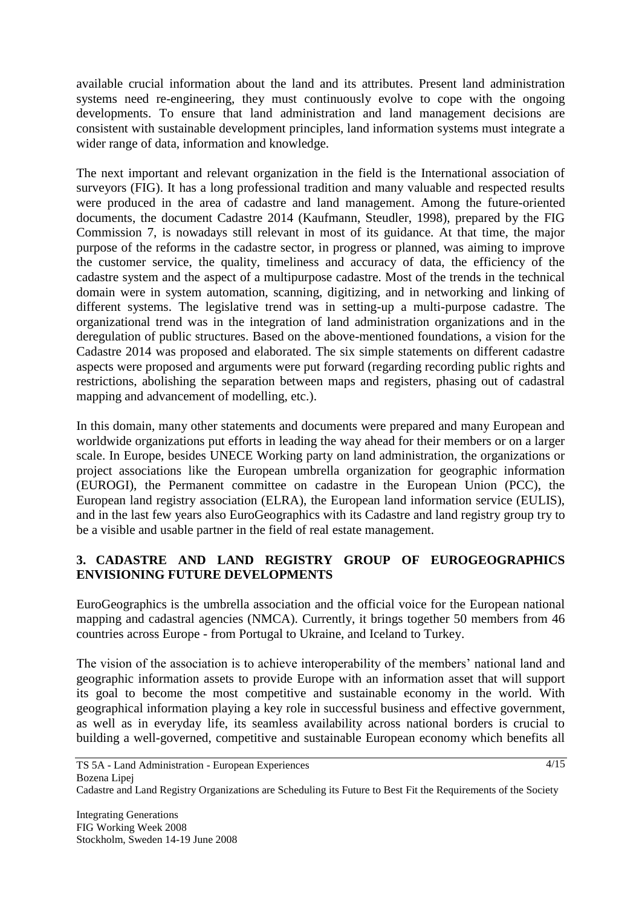available crucial information about the land and its attributes. Present land administration systems need re-engineering, they must continuously evolve to cope with the ongoing developments. To ensure that land administration and land management decisions are consistent with sustainable development principles, land information systems must integrate a wider range of data, information and knowledge.

The next important and relevant organization in the field is the International association of surveyors (FIG). It has a long professional tradition and many valuable and respected results were produced in the area of cadastre and land management. Among the future-oriented documents, the document Cadastre 2014 (Kaufmann, Steudler, 1998), prepared by the FIG Commission 7, is nowadays still relevant in most of its guidance. At that time, the major purpose of the reforms in the cadastre sector, in progress or planned, was aiming to improve the customer service, the quality, timeliness and accuracy of data, the efficiency of the cadastre system and the aspect of a multipurpose cadastre. Most of the trends in the technical domain were in system automation, scanning, digitizing, and in networking and linking of different systems. The legislative trend was in setting-up a multi-purpose cadastre. The organizational trend was in the integration of land administration organizations and in the deregulation of public structures. Based on the above-mentioned foundations, a vision for the Cadastre 2014 was proposed and elaborated. The six simple statements on different cadastre aspects were proposed and arguments were put forward (regarding recording public rights and restrictions, abolishing the separation between maps and registers, phasing out of cadastral mapping and advancement of modelling, etc.).

In this domain, many other statements and documents were prepared and many European and worldwide organizations put efforts in leading the way ahead for their members or on a larger scale. In Europe, besides UNECE Working party on land administration, the organizations or project associations like the European umbrella organization for geographic information (EUROGI), the Permanent committee on cadastre in the European Union (PCC), the European land registry association (ELRA), the European land information service (EULIS), and in the last few years also EuroGeographics with its Cadastre and land registry group try to be a visible and usable partner in the field of real estate management.

## 3. CADASTRE AND LAND REGISTRY GROUP OF EUROGEOGRAPHICS ENVISIONING FUTURE DEVELOPMENTS

EuroGeographics is the umbrella association and the official voice for the European national mapping and cadastral agencies (NMCA). Currently, it brings together 50 members from 46 countries across Europe - from Portugal to Ukraine, and Iceland to Turkey.

The vision of the association is to achieve interoperability of the members' national land and geographic information assets to provide Europe with an information asset that will support its goal to become the most competitive and sustainable economy in the world. With geographical information playing a key role in successful business and effective government, as well as in everyday life, its seamless availability across national borders is crucial to building a well-governed, competitive and sustainable European economy which benefits all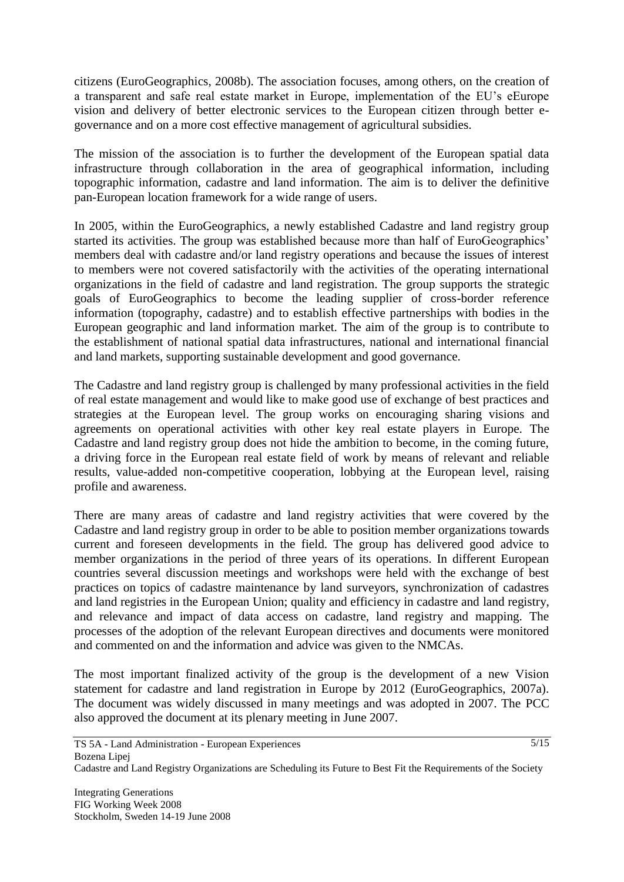citizens (EuroGeographics, 2008b). The association focuses, among others, on the creation of a transparent and safe real estate market in Europe, implementation of the EU's eEurope vision and delivery of better electronic services to the European citizen through better e-governance and on a more cost effective management of agricultural subsidies.

The mission of the association is to further the development of the European spatial data infrastructure through collaboration in the area of geographical information, including topographic information, cadastre and land information. The aim is to deliver the definitive pan-European location framework for a wide range of users.

In 2005, within the EuroGeographics, a newly established Cadastre and land registry group started its activities. The group was established because more than half of EuroGeographics' members deal with cadastre and/or land registry operations and because the issues of interest to members were not covered satisfactorily with the activities of the operating international organizations in the field of cadastre and land registration. The group supports the strategic goals of EuroGeographics to become the leading supplier of cross-border reference information (topography, cadastre) and to establish effective partnerships with bodies in the European geographic and land information market. The aim of the group is to contribute to the establishment of national spatial data infrastructures, national and international financial and land markets, supporting sustainable development and good governance.

The Cadastre and land registry group is challenged by many professional activities in the field of real estate management and would like to make good use of exchange of best practices and strategies at the European level. The group works on encouraging sharing visions and agreements on operational activities with other key real estate players in Europe. The Cadastre and land registry group does not hide the ambition to become, in the coming future, a driving force in the European real estate field of work by means of relevant and reliable results, value-added non-competitive cooperation, lobbying at the European level, raising profile and awareness.

There are many areas of cadastre and land registry activities that were covered by the Cadastre and land registry group in order to be able to position member organizations towards current and foreseen developments in the field. The group has delivered good advice to member organizations in the period of three years of its operations. In different European countries several discussion meetings and workshops were held with the exchange of best practices on topics of cadastre maintenance by land surveyors, synchronization of cadastres and land registries in the European Union; quality and efficiency in cadastre and land registry, and relevance and impact of data access on cadastre, land registry and mapping. The processes of the adoption of the relevant European directives and documents were monitored and commented on and the information and advice was given to the NMCAs.

The most important finalized activity of the group is the development of a new Vision statement for cadastre and land registration in Europe by 2012 (EuroGeographics, 2007a). The document was widely discussed in many meetings and was adopted in 2007. The PCC also approved the document at its plenary meeting in June 2007.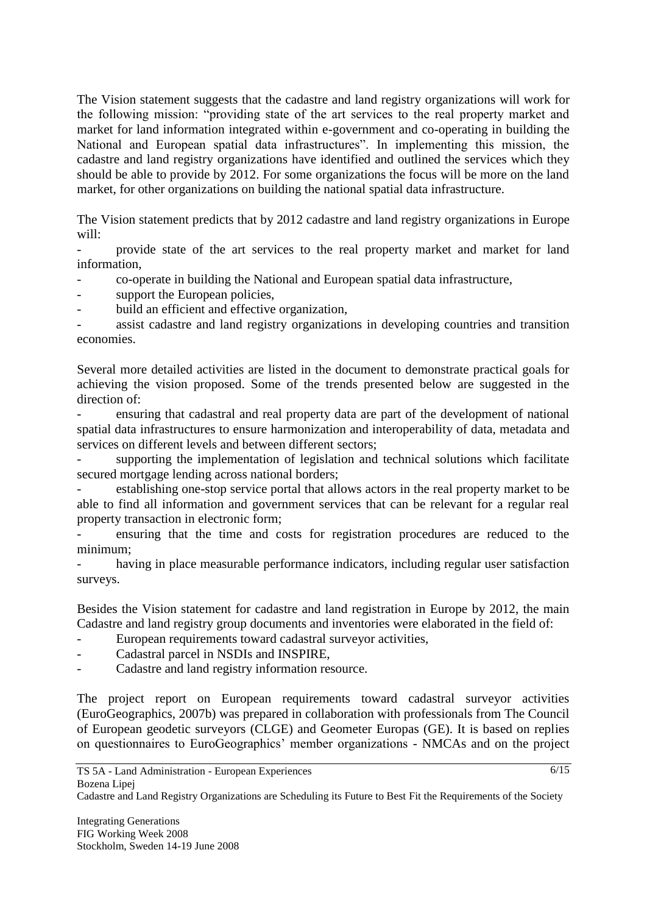The Vision statement suggests that the cadastre and land registry organizations will work for the following mission: "providing state of the art services to the real property market and market for land information integrated within e-government and co-operating in building the National and European spatial data infrastructures". In implementing this mission, the cadastre and land registry organizations have identified and outlined the services which they should be able to provide by 2012. For some organizations the focus will be more on the land market, for other organizations on building the national spatial data infrastructure.

The Vision statement predicts that by 2012 cadastre and land registry organizations in Europe will:

- provide state of the art services to the real property market and market for land information,
- co-operate in building the National and European spatial data infrastructure,
- support the European policies,
- build an efficient and effective organization,
- assist cadastre and land registry organizations in developing countries and transition economies.

Several more detailed activities are listed in the document to demonstrate practical goals for achieving the vision proposed. Some of the trends presented below are suggested in the direction of:

- ensuring that cadastral and real property data are part of the development of national spatial data infrastructures to ensure harmonization and interoperability of data, metadata and services on different levels and between different sectors;
- supporting the implementation of legislation and technical solutions which facilitate secured mortgage lending across national borders;
- establishing one-stop service portal that allows actors in the real property market to be able to find all information and government services that can be relevant for a regular real property transaction in electronic form;
- ensuring that the time and costs for registration procedures are reduced to the minimum;
- having in place measurable performance indicators, including regular user satisfaction surveys.

Besides the Vision statement for cadastre and land registration in Europe by 2012, the main Cadastre and land registry group documents and inventories were elaborated in the field of:

- European requirements toward cadastral surveyor activities,
- Cadastral parcel in NSDIs and INSPIRE,
- Cadastre and land registry information resource.

The project report on European requirements toward cadastral surveyor activities (EuroGeographics, 2007b) was prepared in collaboration with professionals from The Council of European geodetic surveyors (CLGE) and Geometer Europas (GE). It is based on replies on questionnaires to EuroGeographics' member organizations - NMCAs and on the project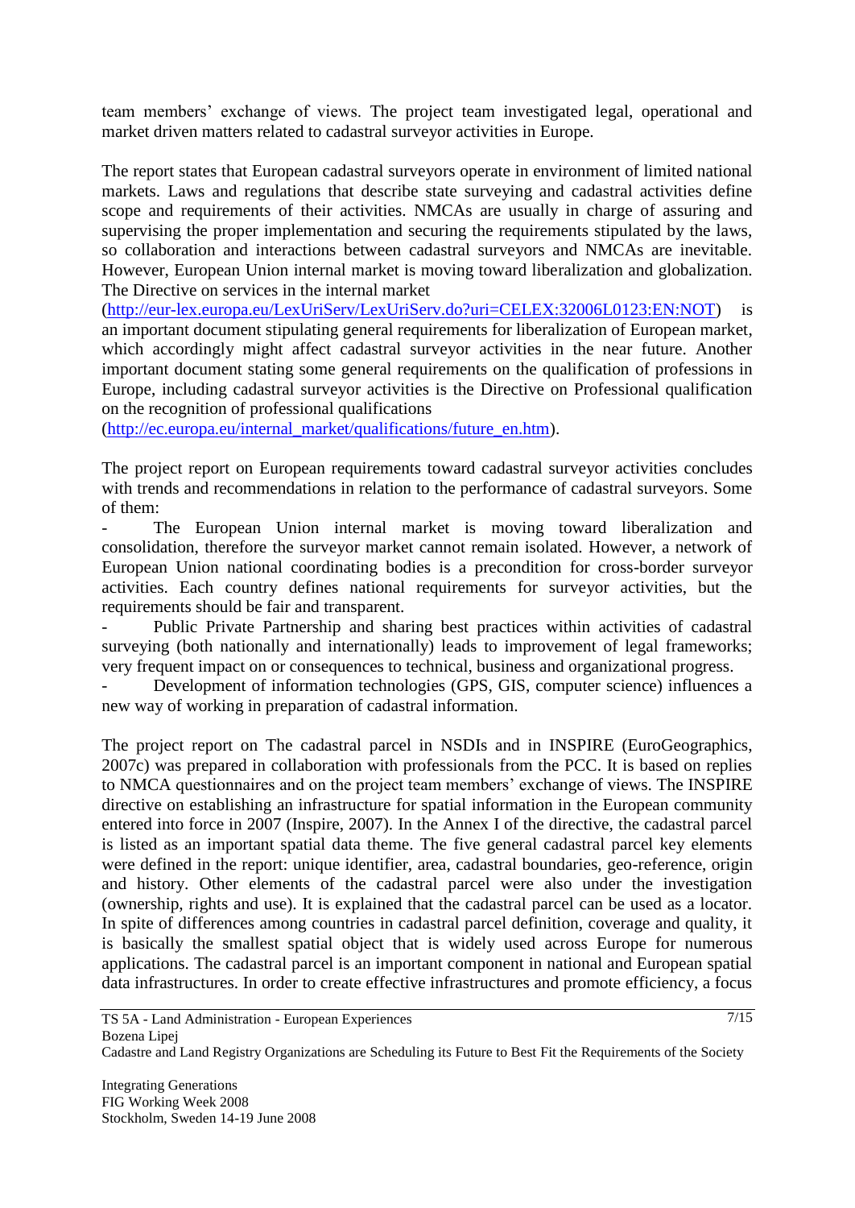team members' exchange of views. The project team investigated legal, operational and market driven matters related to cadastral surveyor activities in Europe.

The report states that European cadastral surveyors operate in environment of limited national markets. Laws and regulations that describe state surveying and cadastral activities define scope and requirements of their activities. NMCAs are usually in charge of assuring and supervising the proper implementation and securing the requirements stipulated by the laws, so collaboration and interactions between cadastral surveyors and NMCAs are inevitable. However, European Union internal market is moving toward liberalization and globalization. The Directive on services in the internal market (http://eur-lex.europa.eu/LexUriServ/LexUriServ.do?uri=CELEX:32006L0123:EN:NOT) is an important document stipulating general requirements for liberalization of European market, which accordingly might affect cadastral surveyor activities in the near future. Another important document stating some general requirements on the qualification of professions in Europe, including cadastral surveyor activities is the Directive on Professional qualification on the recognition of professional qualifications (http://ec.europa.eu/internal_market/qualifications/future_en.htm).

The project report on European requirements toward cadastral surveyor activities concludes with trends and recommendations in relation to the performance of cadastral surveyors. Some of them:

- The European Union internal market is moving toward liberalization and consolidation, therefore the surveyor market cannot remain isolated. However, a network of European Union national coordinating bodies is a precondition for cross-border surveyor activities. Each country defines national requirements for surveyor activities, but the requirements should be fair and transparent.
- Public Private Partnership and sharing best practices within activities of cadastral surveying (both nationally and internationally) leads to improvement of legal frameworks; very frequent impact on or consequences to technical, business and organizational progress.
- Development of information technologies (GPS, GIS, computer science) influences a new way of working in preparation of cadastral information.

The project report on The cadastral parcel in NSDIs and in INSPIRE (EuroGeographics, 2007c) was prepared in collaboration with professionals from the PCC. It is based on replies to NMCA questionnaires and on the project team members' exchange of views. The INSPIRE directive on establishing an infrastructure for spatial information in the European community entered into force in 2007 (Inspire, 2007). In the Annex I of the directive, the cadastral parcel is listed as an important spatial data theme. The five general cadastral parcel key elements were defined in the report: unique identifier, area, cadastral boundaries, geo-reference, origin and history. Other elements of the cadastral parcel were also under the investigation (ownership, rights and use). It is explained that the cadastral parcel can be used as a locator. In spite of differences among countries in cadastral parcel definition, coverage and quality, it is basically the smallest spatial object that is widely used across Europe for numerous applications. The cadastral parcel is an important component in national and European spatial data infrastructures. In order to create effective infrastructures and promote efficiency, a focus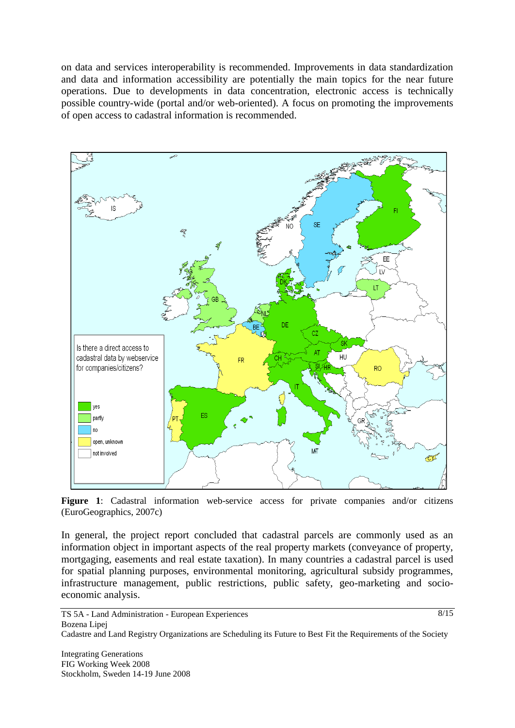on data and services interoperability is recommended. Improvements in data standardization and data and information accessibility are potentially the main topics for the near future operations. Due to developments in data concentration, electronic access is technically possible country-wide (portal and/or web-oriented). A focus on promoting the improvements of open access to cadastral information is recommended.

**Figure 1**: Cadastral information web-service access for private companies and/or citizens (EuroGeographics, 2007c)

In general, the project report concluded that cadastral parcels are commonly used as an information object in important aspects of the real property markets (conveyance of property, mortgaging, easements and real estate taxation). In many countries a cadastral parcel is used for spatial planning purposes, environmental monitoring, agricultural subsidy programmes, infrastructure management, public restrictions, public safety, geo-marketing and socio-economic analysis.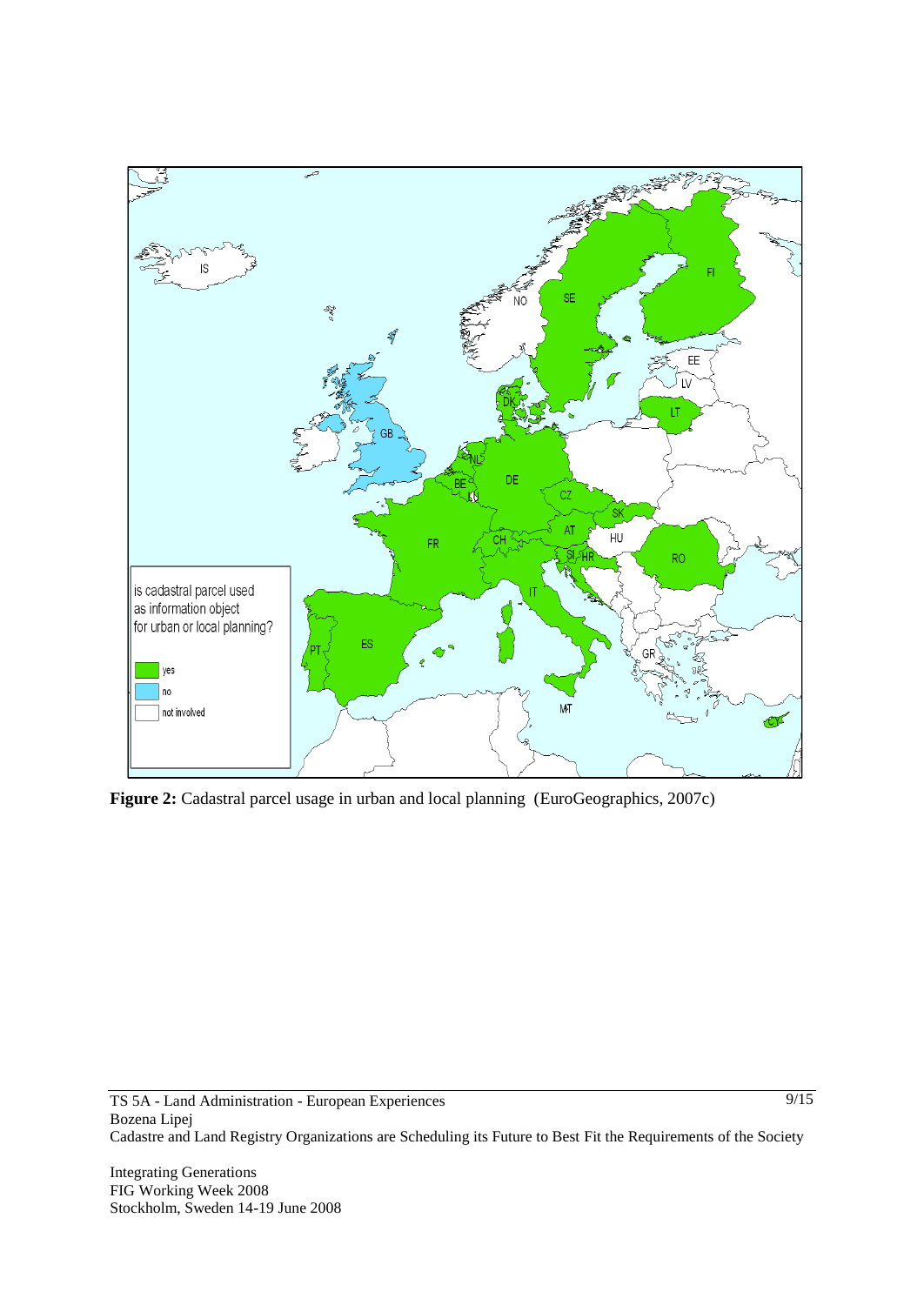**Figure 2:** Cadastral parcel usage in urban and local planning (EuroGeographics, 2007c)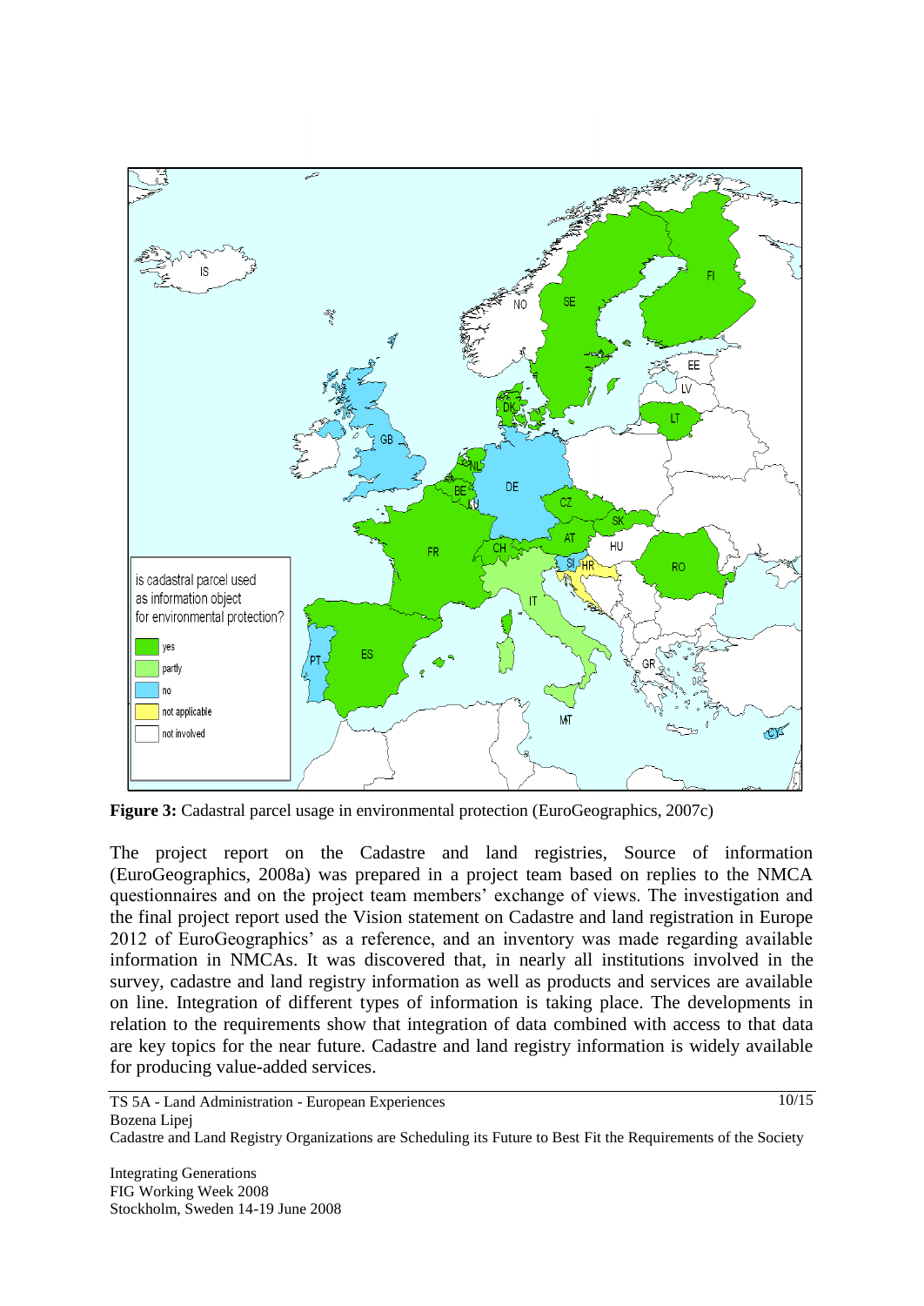**Figure 3:** Cadastral parcel usage in environmental protection (EuroGeographics, 2007c)

The project report on the Cadastre and land registries, Source of information (EuroGeographics, 2008a) was prepared in a project team based on replies to the NMCA questionnaires and on the project team members' exchange of views. The investigation and the final project report used the Vision statement on Cadastre and land registration in Europe 2012 of EuroGeographics' as a reference, and an inventory was made regarding available information in NMCAs. It was discovered that, in nearly all institutions involved in the survey, cadastre and land registry information as well as products and services are available on line. Integration of different types of information is taking place. The developments in relation to the requirements show that integration of data combined with access to that data are key topics for the near future. Cadastre and land registry information is widely available for producing value-added services.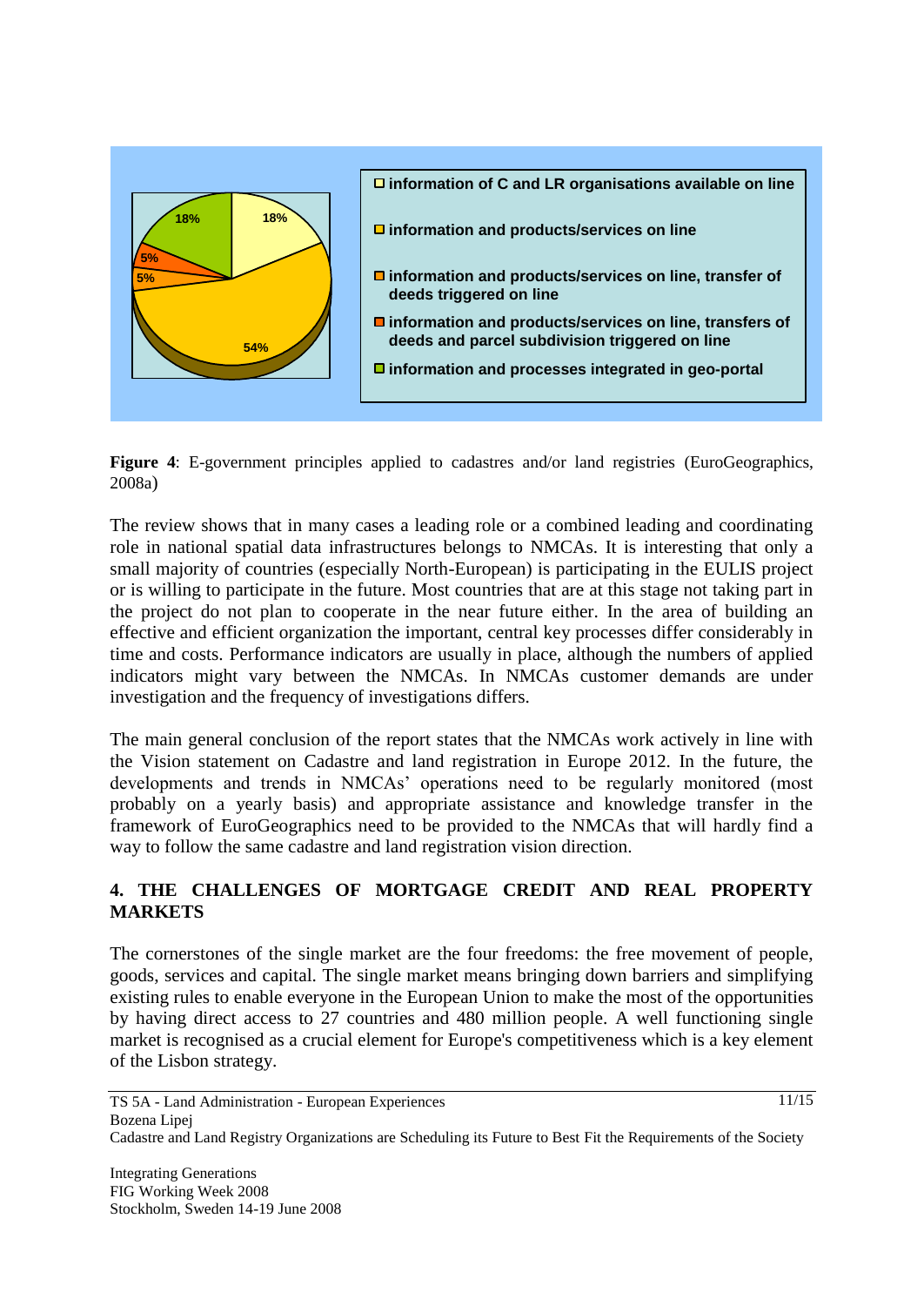- information of C and LR organisations available on line
- information and products/services on line
- information and products/services on line, transfer of deeds triggered on line
- information and products/services on line, transfers of deeds and parcel subdivision triggered on line
- information and processes integrated in geo-portal

18% | 18% | 5% | 5% | 54%

**Figure 4**: E-government principles applied to cadastres and/or land registries (EuroGeographics, 2008a)

The review shows that in many cases a leading role or a combined leading and coordinating role in national spatial data infrastructures belongs to NMCAs. It is interesting that only a small majority of countries (especially North-European) is participating in the EULIS project or is willing to participate in the future. Most countries that are at this stage not taking part in the project do not plan to cooperate in the near future either. In the area of building an effective and efficient organization the important, central key processes differ considerably in time and costs. Performance indicators are usually in place, although the numbers of applied indicators might vary between the NMCAs. In NMCAs customer demands are under investigation and the frequency of investigations differs.

The main general conclusion of the report states that the NMCAs work actively in line with the Vision statement on Cadastre and land registration in Europe 2012. In the future, the developments and trends in NMCAs' operations need to be regularly monitored (most probably on a yearly basis) and appropriate assistance and knowledge transfer in the framework of EuroGeographics need to be provided to the NMCAs that will hardly find a way to follow the same cadastre and land registration vision direction.

## 4. THE CHALLENGES OF MORTGAGE CREDIT AND REAL PROPERTY MARKETS

The cornerstones of the single market are the four freedoms: the free movement of people, goods, services and capital. The single market means bringing down barriers and simplifying existing rules to enable everyone in the European Union to make the most of the opportunities by having direct access to 27 countries and 480 million people. A well functioning single market is recognised as a crucial element for Europe's competitiveness which is a key element of the Lisbon strategy.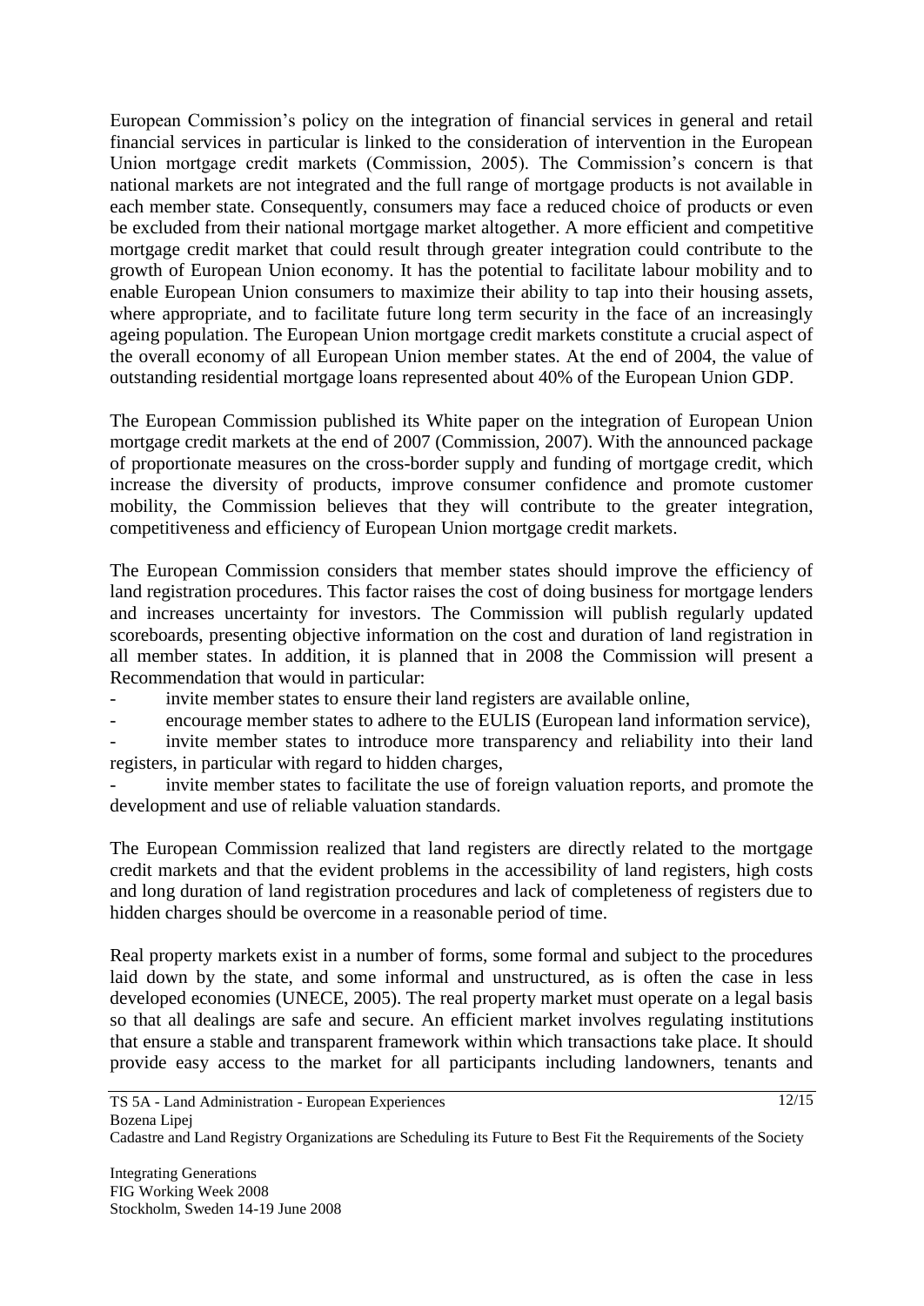European Commission's policy on the integration of financial services in general and retail financial services in particular is linked to the consideration of intervention in the European Union mortgage credit markets (Commission, 2005). The Commission's concern is that national markets are not integrated and the full range of mortgage products is not available in each member state. Consequently, consumers may face a reduced choice of products or even be excluded from their national mortgage market altogether. A more efficient and competitive mortgage credit market that could result through greater integration could contribute to the growth of European Union economy. It has the potential to facilitate labour mobility and to enable European Union consumers to maximize their ability to tap into their housing assets, where appropriate, and to facilitate future long term security in the face of an increasingly ageing population. The European Union mortgage credit markets constitute a crucial aspect of the overall economy of all European Union member states. At the end of 2004, the value of outstanding residential mortgage loans represented about 40% of the European Union GDP.

The European Commission published its White paper on the integration of European Union mortgage credit markets at the end of 2007 (Commission, 2007). With the announced package of proportionate measures on the cross-border supply and funding of mortgage credit, which increase the diversity of products, improve consumer confidence and promote customer mobility, the Commission believes that they will contribute to the greater integration, competitiveness and efficiency of European Union mortgage credit markets.

The European Commission considers that member states should improve the efficiency of land registration procedures. This factor raises the cost of doing business for mortgage lenders and increases uncertainty for investors. The Commission will publish regularly updated scoreboards, presenting objective information on the cost and duration of land registration in all member states. In addition, it is planned that in 2008 the Commission will present a Recommendation that would in particular:

- invite member states to ensure their land registers are available online,
- encourage member states to adhere to the EULIS (European land information service),
- invite member states to introduce more transparency and reliability into their land registers, in particular with regard to hidden charges,
- invite member states to facilitate the use of foreign valuation reports, and promote the development and use of reliable valuation standards.

The European Commission realized that land registers are directly related to the mortgage credit markets and that the evident problems in the accessibility of land registers, high costs and long duration of land registration procedures and lack of completeness of registers due to hidden charges should be overcome in a reasonable period of time.

Real property markets exist in a number of forms, some formal and subject to the procedures laid down by the state, and some informal and unstructured, as is often the case in less developed economies (UNECE, 2005). The real property market must operate on a legal basis so that all dealings are safe and secure. An efficient market involves regulating institutions that ensure a stable and transparent framework within which transactions take place. It should provide easy access to the market for all participants including landowners, tenants and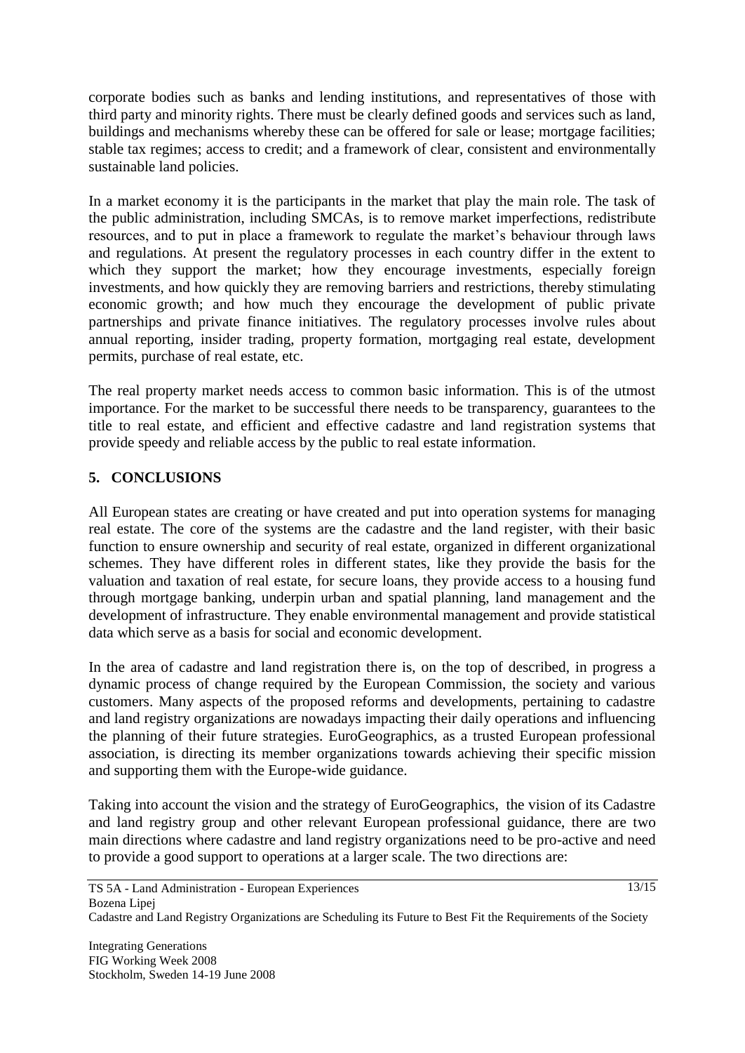corporate bodies such as banks and lending institutions, and representatives of those with third party and minority rights. There must be clearly defined goods and services such as land, buildings and mechanisms whereby these can be offered for sale or lease; mortgage facilities; stable tax regimes; access to credit; and a framework of clear, consistent and environmentally sustainable land policies.

In a market economy it is the participants in the market that play the main role. The task of the public administration, including SMCAs, is to remove market imperfections, redistribute resources, and to put in place a framework to regulate the market's behaviour through laws and regulations. At present the regulatory processes in each country differ in the extent to which they support the market; how they encourage investments, especially foreign investments, and how quickly they are removing barriers and restrictions, thereby stimulating economic growth; and how much they encourage the development of public private partnerships and private finance initiatives. The regulatory processes involve rules about annual reporting, insider trading, property formation, mortgaging real estate, development permits, purchase of real estate, etc.

The real property market needs access to common basic information. This is of the utmost importance. For the market to be successful there needs to be transparency, guarantees to the title to real estate, and efficient and effective cadastre and land registration systems that provide speedy and reliable access by the public to real estate information.

## 5. CONCLUSIONS

All European states are creating or have created and put into operation systems for managing real estate. The core of the systems are the cadastre and the land register, with their basic function to ensure ownership and security of real estate, organized in different organizational schemes. They have different roles in different states, like they provide the basis for the valuation and taxation of real estate, for secure loans, they provide access to a housing fund through mortgage banking, underpin urban and spatial planning, land management and the development of infrastructure. They enable environmental management and provide statistical data which serve as a basis for social and economic development.

In the area of cadastre and land registration there is, on the top of described, in progress a dynamic process of change required by the European Commission, the society and various customers. Many aspects of the proposed reforms and developments, pertaining to cadastre and land registry organizations are nowadays impacting their daily operations and influencing the planning of their future strategies. EuroGeographics, as a trusted European professional association, is directing its member organizations towards achieving their specific mission and supporting them with the Europe-wide guidance.

Taking into account the vision and the strategy of EuroGeographics, the vision of its Cadastre and land registry group and other relevant European professional guidance, there are two main directions where cadastre and land registry organizations need to be pro-active and need to provide a good support to operations at a larger scale. The two directions are: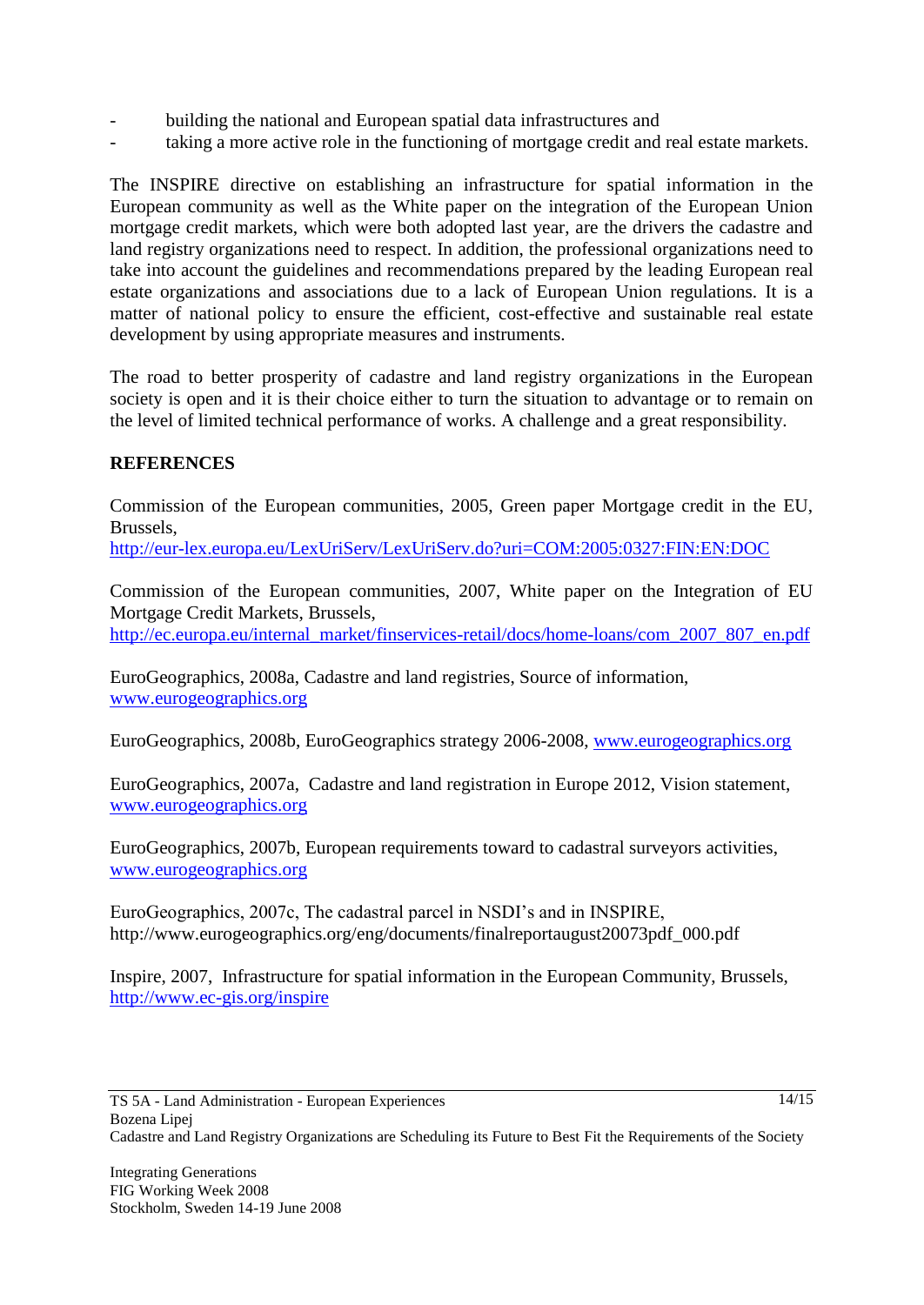- building the national and European spatial data infrastructures and
- taking a more active role in the functioning of mortgage credit and real estate markets.

The INSPIRE directive on establishing an infrastructure for spatial information in the European community as well as the White paper on the integration of the European Union mortgage credit markets, which were both adopted last year, are the drivers the cadastre and land registry organizations need to respect. In addition, the professional organizations need to take into account the guidelines and recommendations prepared by the leading European real estate organizations and associations due to a lack of European Union regulations. It is a matter of national policy to ensure the efficient, cost-effective and sustainable real estate development by using appropriate measures and instruments.

The road to better prosperity of cadastre and land registry organizations in the European society is open and it is their choice either to turn the situation to advantage or to remain on the level of limited technical performance of works. A challenge and a great responsibility.

**REFERENCES**

Commission of the European communities, 2005, Green paper Mortgage credit in the EU, Brussels,
http://eur-lex.europa.eu/LexUriServ/LexUriServ.do?uri=COM:2005:0327:FIN:EN:DOC

Commission of the European communities, 2007, White paper on the Integration of EU Mortgage Credit Markets, Brussels,
http://ec.europa.eu/internal_market/finservices-retail/docs/home-loans/com_2007_807_en.pdf

EuroGeographics, 2008a, Cadastre and land registries, Source of information,
www.eurogeographics.org

EuroGeographics, 2008b, EuroGeographics strategy 2006-2008, www.eurogeographics.org

EuroGeographics, 2007a, Cadastre and land registration in Europe 2012, Vision statement,
www.eurogeographics.org

EuroGeographics, 2007b, European requirements toward to cadastral surveyors activities,
www.eurogeographics.org

EuroGeographics, 2007c, The cadastral parcel in NSDI's and in INSPIRE,
http://www.eurogeographics.org/eng/documents/finalreportaugust20073pdf_000.pdf

Inspire, 2007, Infrastructure for spatial information in the European Community, Brussels,
http://www.ec-gis.org/inspire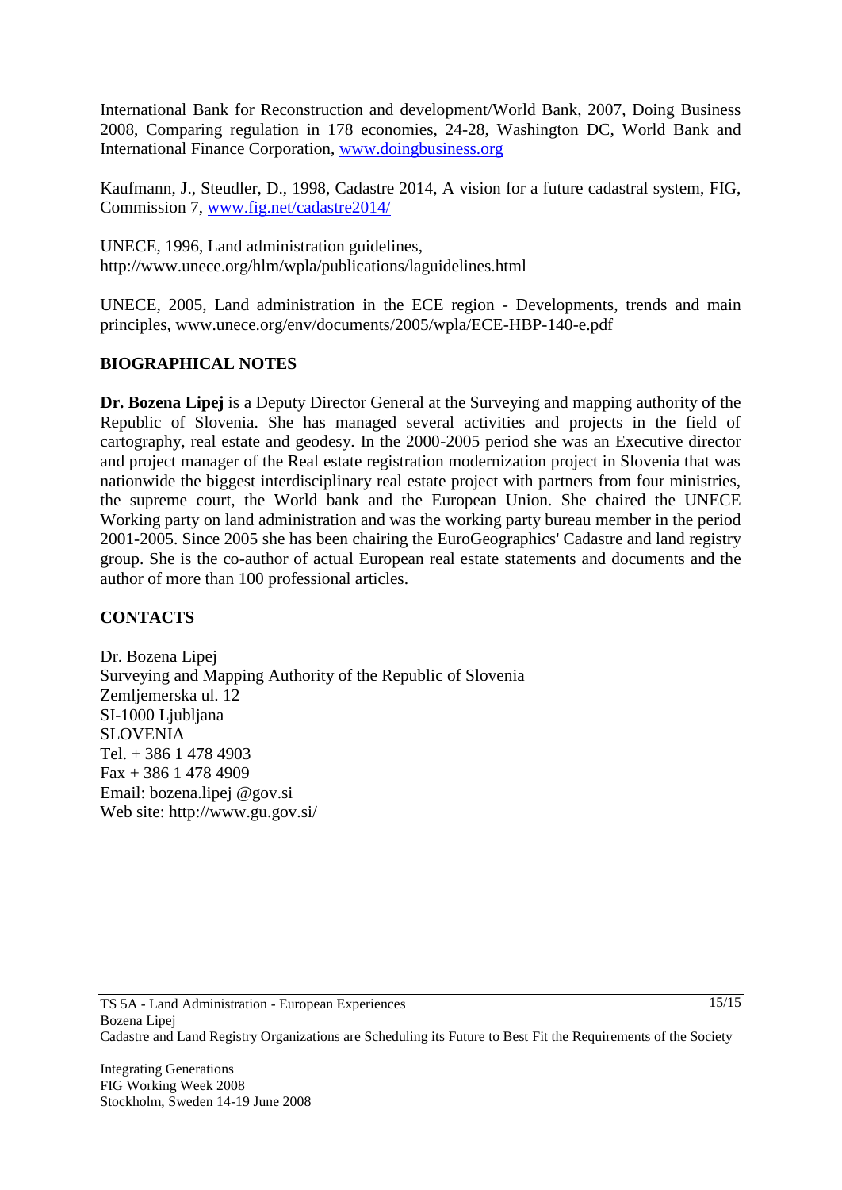International Bank for Reconstruction and development/World Bank, 2007, Doing Business 2008, Comparing regulation in 178 economies, 24-28, Washington DC, World Bank and International Finance Corporation, www.doingbusiness.org

Kaufmann, J., Steudler, D., 1998, Cadastre 2014, A vision for a future cadastral system, FIG, Commission 7, www.fig.net/cadastre2014/

UNECE, 1996, Land administration guidelines, http://www.unece.org/hlm/wpla/publications/laguidelines.html

UNECE, 2005, Land administration in the ECE region - Developments, trends and main principles, www.unece.org/env/documents/2005/wpla/ECE-HBP-140-e.pdf

## BIOGRAPHICAL NOTES

**Dr. Bozena Lipej** is a Deputy Director General at the Surveying and mapping authority of the Republic of Slovenia. She has managed several activities and projects in the field of cartography, real estate and geodesy. In the 2000-2005 period she was an Executive director and project manager of the Real estate registration modernization project in Slovenia that was nationwide the biggest interdisciplinary real estate project with partners from four ministries, the supreme court, the World bank and the European Union. She chaired the UNECE Working party on land administration and was the working party bureau member in the period 2001-2005. Since 2005 she has been chairing the EuroGeographics' Cadastre and land registry group. She is the co-author of actual European real estate statements and documents and the author of more than 100 professional articles.

## CONTACTS

Dr. Bozena Lipej
Surveying and Mapping Authority of the Republic of Slovenia
Zemljemerska ul. 12
SI-1000 Ljubljana
SLOVENIA
Tel. + 386 1 478 4903
Fax + 386 1 478 4909
Email: bozena.lipej @gov.si
Web site: http://www.gu.gov.si/